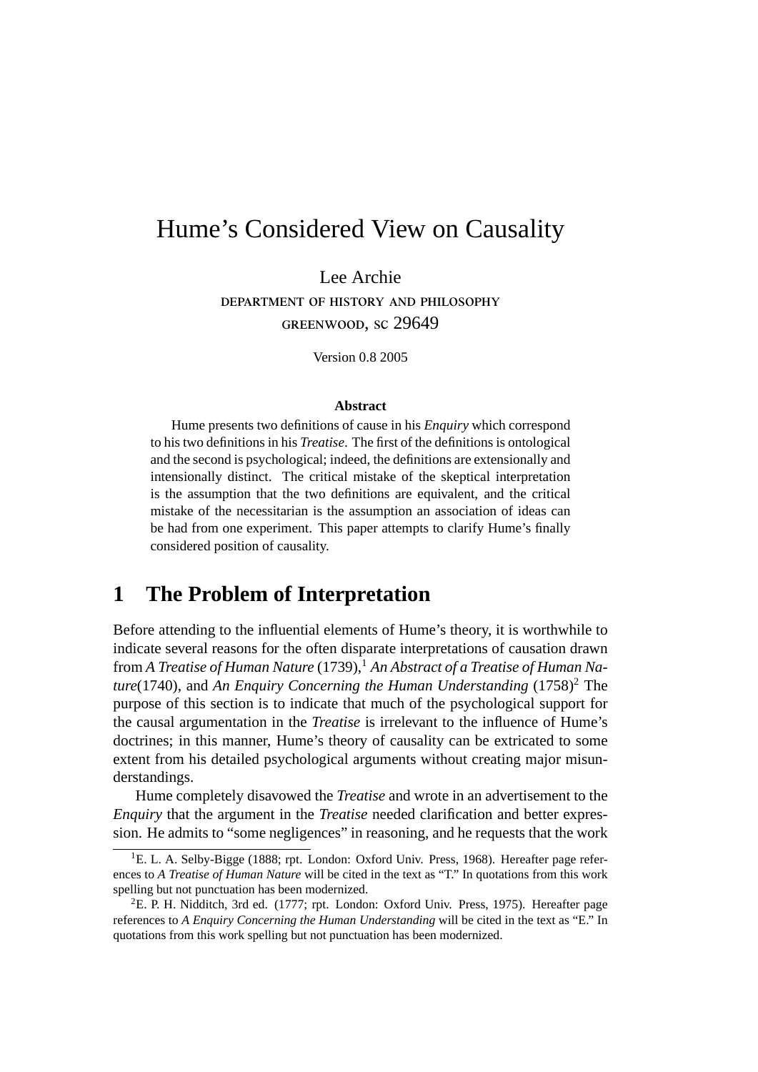# Hume's Considered View on Causality

Lee Archie

DEPARTMENT OF HISTORY AND PHILOSOPHY

GREENWOOD, SC 29649

Version 0.8 2005

**Abstract**

Hume presents two definitions of cause in his *Enquiry* which correspond to his two definitions in his *Treatise*. The first of the definitions is ontological and the second is psychological; indeed, the definitions are extensionally and intensionally distinct. The critical mistake of the skeptical interpretation is the assumption that the two definitions are equivalent, and the critical mistake of the necessitarian is the assumption an association of ideas can be had from one experiment. This paper attempts to clarify Hume's finally considered position of causality.

## 1 The Problem of Interpretation

Before attending to the influential elements of Hume's theory, it is worthwhile to indicate several reasons for the often disparate interpretations of causation drawn from *A Treatise of Human Nature* (1739),[1] *An Abstract of a Treatise of Human Nature*(1740), and *An Enquiry Concerning the Human Understanding* (1758)[2] The purpose of this section is to indicate that much of the psychological support for the causal argumentation in the *Treatise* is irrelevant to the influence of Hume's doctrines; in this manner, Hume's theory of causality can be extricated to some extent from his detailed psychological arguments without creating major misunderstandings.

Hume completely disavowed the *Treatise* and wrote in an advertisement to the *Enquiry* that the argument in the *Treatise* needed clarification and better expression. He admits to "some negligences" in reasoning, and he requests that the work

[1] E. L. A. Selby-Bigge (1888; rpt. London: Oxford Univ. Press, 1968). Hereafter page references to *A Treatise of Human Nature* will be cited in the text as "T." In quotations from this work spelling but not punctuation has been modernized.

[2] E. P. H. Nidditch, 3rd ed. (1777; rpt. London: Oxford Univ. Press, 1975). Hereafter page references to *A Enquiry Concerning the Human Understanding* will be cited in the text as "E." In quotations from this work spelling but not punctuation has been modernized.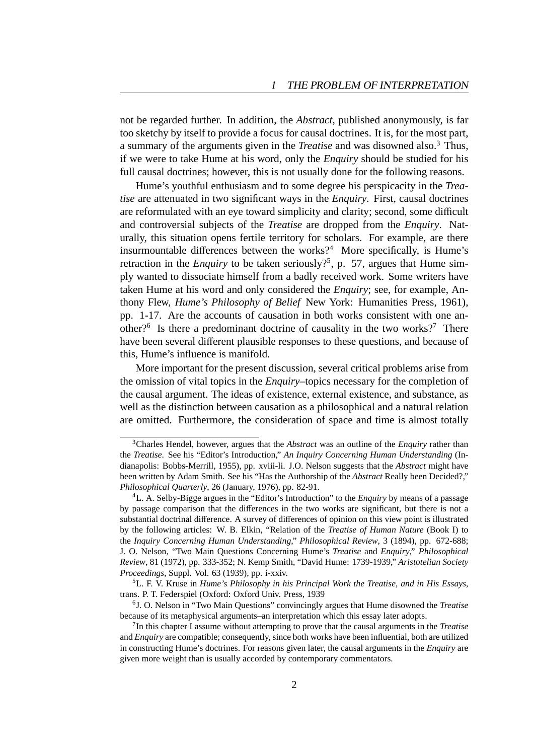not be regarded further. In addition, the *Abstract*, published anonymously, is far too sketchy by itself to provide a focus for causal doctrines. It is, for the most part, a summary of the arguments given in the *Treatise* and was disowned also.[3] Thus, if we were to take Hume at his word, only the *Enquiry* should be studied for his full causal doctrines; however, this is not usually done for the following reasons.

Hume's youthful enthusiasm and to some degree his perspicacity in the *Treatise* are attenuated in two significant ways in the *Enquiry*. First, causal doctrines are reformulated with an eye toward simplicity and clarity; second, some difficult and controversial subjects of the *Treatise* are dropped from the *Enquiry*. Naturally, this situation opens fertile territory for scholars. For example, are there insurmountable differences between the works?[4] More specifically, is Hume's retraction in the *Enquiry* to be taken seriously?[5], p. 57, argues that Hume simply wanted to dissociate himself from a badly received work. Some writers have taken Hume at his word and only considered the *Enquiry*; see, for example, Anthony Flew, *Hume's Philosophy of Belief* New York: Humanities Press, 1961), pp. 1-17. Are the accounts of causation in both works consistent with one another?[6] Is there a predominant doctrine of causality in the two works?[7] There have been several different plausible responses to these questions, and because of this, Hume's influence is manifold.

More important for the present discussion, several critical problems arise from the omission of vital topics in the *Enquiry*–topics necessary for the completion of the causal argument. The ideas of existence, external existence, and substance, as well as the distinction between causation as a philosophical and a natural relation are omitted. Furthermore, the consideration of space and time is almost totally

---

[3] Charles Hendel, however, argues that the *Abstract* was an outline of the *Enquiry* rather than the *Treatise*. See his "Editor's Introduction," *An Inquiry Concerning Human Understanding* (Indianapolis: Bobbs-Merrill, 1955), pp. xviii-li. J.O. Nelson suggests that the *Abstract* might have been written by Adam Smith. See his "Has the Authorship of the *Abstract* Really been Decided?," *Philosophical Quarterly*, 26 (January, 1976), pp. 82-91.

[4] L. A. Selby-Bigge argues in the "Editor's Introduction" to the *Enquiry* by means of a passage by passage comparison that the differences in the two works are significant, but there is not a substantial doctrinal difference. A survey of differences of opinion on this view point is illustrated by the following articles: W. B. Elkin, "Relation of the *Treatise of Human Nature* (Book I) to the *Inquiry Concerning Human Understanding*," *Philosophical Review*, 3 (1894), pp. 672-688; J. O. Nelson, "Two Main Questions Concerning Hume's *Treatise* and *Enquiry*," *Philosophical Review*, 81 (1972), pp. 333-352; N. Kemp Smith, "David Hume: 1739-1939," *Aristotelian Society Proceedings*, Suppl. Vol. 63 (1939), pp. i-xxiv.

[5] L. F. V. Kruse in *Hume's Philosophy in his Principal Work the Treatise, and in His Essays*, trans. P. T. Federspiel (Oxford: Oxford Univ. Press, 1939

[6] J. O. Nelson in "Two Main Questions" convincingly argues that Hume disowned the *Treatise* because of its metaphysical arguments–an interpretation which this essay later adopts.

[7] In this chapter I assume without attempting to prove that the causal arguments in the *Treatise* and *Enquiry* are compatible; consequently, since both works have been influential, both are utilized in constructing Hume's doctrines. For reasons given later, the causal arguments in the *Enquiry* are given more weight than is usually accorded by contemporary commentators.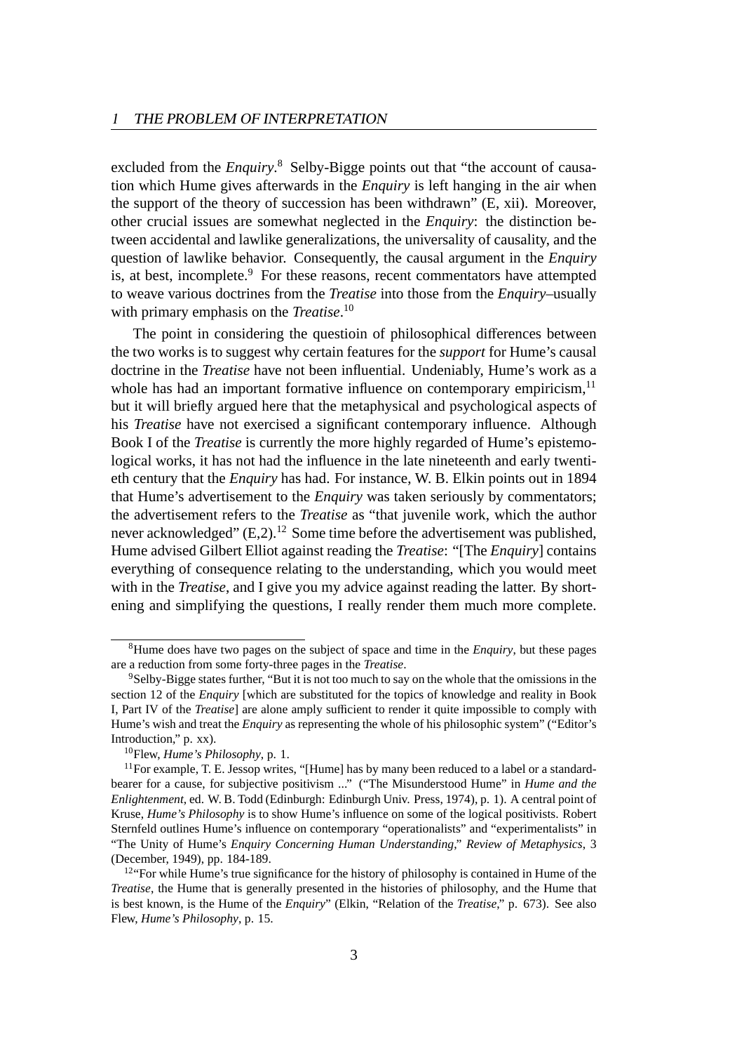excluded from the *Enquiry*.[8] Selby-Bigge points out that "the account of causation which Hume gives afterwards in the *Enquiry* is left hanging in the air when the support of the theory of succession has been withdrawn" (E, xii). Moreover, other crucial issues are somewhat neglected in the *Enquiry*: the distinction between accidental and lawlike generalizations, the universality of causality, and the question of lawlike behavior. Consequently, the causal argument in the *Enquiry* is, at best, incomplete.[9] For these reasons, recent commentators have attempted to weave various doctrines from the *Treatise* into those from the *Enquiry*–usually with primary emphasis on the *Treatise*.[10]

The point in considering the questioin of philosophical differences between the two works is to suggest why certain features for the *support* for Hume's causal doctrine in the *Treatise* have not been influential. Undeniably, Hume's work as a whole has had an important formative influence on contemporary empiricism,[11] but it will briefly argued here that the metaphysical and psychological aspects of his *Treatise* have not exercised a significant contemporary influence. Although Book I of the *Treatise* is currently the more highly regarded of Hume's epistemological works, it has not had the influence in the late nineteenth and early twentieth century that the *Enquiry* has had. For instance, W. B. Elkin points out in 1894 that Hume's advertisement to the *Enquiry* was taken seriously by commentators; the advertisement refers to the *Treatise* as "that juvenile work, which the author never acknowledged" (E,2).[12] Some time before the advertisement was published, Hume advised Gilbert Elliot against reading the *Treatise*: "[The *Enquiry*] contains everything of consequence relating to the understanding, which you would meet with in the *Treatise*, and I give you my advice against reading the latter. By shortening and simplifying the questions, I really render them much more complete.

---

[8] Hume does have two pages on the subject of space and time in the *Enquiry*, but these pages are a reduction from some forty-three pages in the *Treatise*.

[9] Selby-Bigge states further, "But it is not too much to say on the whole that the omissions in the section 12 of the *Enquiry* [which are substituted for the topics of knowledge and reality in Book I, Part IV of the *Treatise*] are alone amply sufficient to render it quite impossible to comply with Hume's wish and treat the *Enquiry* as representing the whole of his philosophic system" ("Editor's Introduction," p. xx).

[10] Flew, *Hume's Philosophy*, p. 1.

[11] For example, T. E. Jessop writes, "[Hume] has by many been reduced to a label or a standard-bearer for a cause, for subjective positivism ..." ("The Misunderstood Hume" in *Hume and the Enlightenment*, ed. W. B. Todd (Edinburgh: Edinburgh Univ. Press, 1974), p. 1). A central point of Kruse, *Hume's Philosophy* is to show Hume's influence on some of the logical positivists. Robert Sternfeld outlines Hume's influence on contemporary "operationalists" and "experimentalists" in "The Unity of Hume's *Enquiry Concerning Human Understanding*," *Review of Metaphysics*, 3 (December, 1949), pp. 184-189.

[12] "For while Hume's true significance for the history of philosophy is contained in Hume of the *Treatise*, the Hume that is generally presented in the histories of philosophy, and the Hume that is best known, is the Hume of the *Enquiry*" (Elkin, "Relation of the *Treatise*," p. 673). See also Flew, *Hume's Philosophy*, p. 15.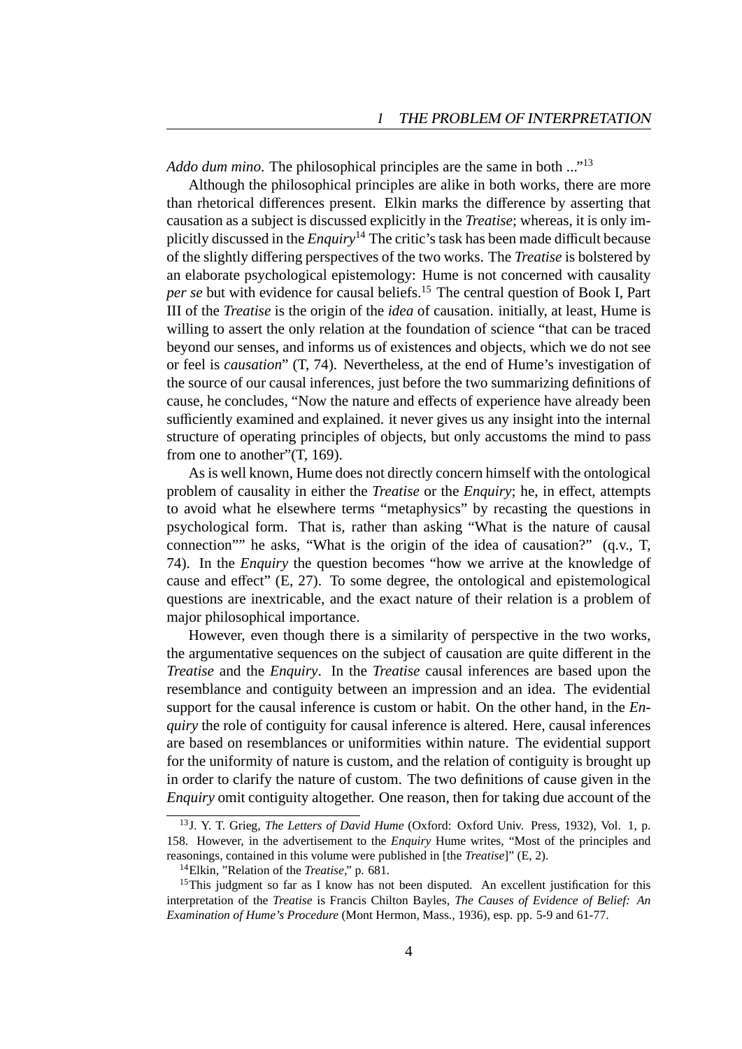*Addo dum mino*. The philosophical principles are the same in both ..."[13]

Although the philosophical principles are alike in both works, there are more than rhetorical differences present. Elkin marks the difference by asserting that causation as a subject is discussed explicitly in the *Treatise*; whereas, it is only implicitly discussed in the *Enquiry*[14] The critic's task has been made difficult because of the slightly differing perspectives of the two works. The *Treatise* is bolstered by an elaborate psychological epistemology: Hume is not concerned with causality *per se* but with evidence for causal beliefs.[15] The central question of Book I, Part III of the *Treatise* is the origin of the *idea* of causation. initially, at least, Hume is willing to assert the only relation at the foundation of science "that can be traced beyond our senses, and informs us of existences and objects, which we do not see or feel is *causation*" (T, 74). Nevertheless, at the end of Hume's investigation of the source of our causal inferences, just before the two summarizing definitions of cause, he concludes, "Now the nature and effects of experience have already been sufficiently examined and explained. it never gives us any insight into the internal structure of operating principles of objects, but only accustoms the mind to pass from one to another"(T, 169).

As is well known, Hume does not directly concern himself with the ontological problem of causality in either the *Treatise* or the *Enquiry*; he, in effect, attempts to avoid what he elsewhere terms "metaphysics" by recasting the questions in psychological form. That is, rather than asking "What is the nature of causal connection"" he asks, "What is the origin of the idea of causation?" (q.v., T, 74). In the *Enquiry* the question becomes "how we arrive at the knowledge of cause and effect" (E, 27). To some degree, the ontological and epistemological questions are inextricable, and the exact nature of their relation is a problem of major philosophical importance.

However, even though there is a similarity of perspective in the two works, the argumentative sequences on the subject of causation are quite different in the *Treatise* and the *Enquiry*. In the *Treatise* causal inferences are based upon the resemblance and contiguity between an impression and an idea. The evidential support for the causal inference is custom or habit. On the other hand, in the *Enquiry* the role of contiguity for causal inference is altered. Here, causal inferences are based on resemblances or uniformities within nature. The evidential support for the uniformity of nature is custom, and the relation of contiguity is brought up in order to clarify the nature of custom. The two definitions of cause given in the *Enquiry* omit contiguity altogether. One reason, then for taking due account of the

---

[13] J. Y. T. Grieg, *The Letters of David Hume* (Oxford: Oxford Univ. Press, 1932), Vol. 1, p. 158. However, in the advertisement to the *Enquiry* Hume writes, "Most of the principles and reasonings, contained in this volume were published in [the *Treatise*]" (E, 2).

[14] Elkin, "Relation of the *Treatise*," p. 681.

[15] This judgment so far as I know has not been disputed. An excellent justification for this interpretation of the *Treatise* is Francis Chilton Bayles, *The Causes of Evidence of Belief: An Examination of Hume's Procedure* (Mont Hermon, Mass., 1936), esp. pp. 5-9 and 61-77.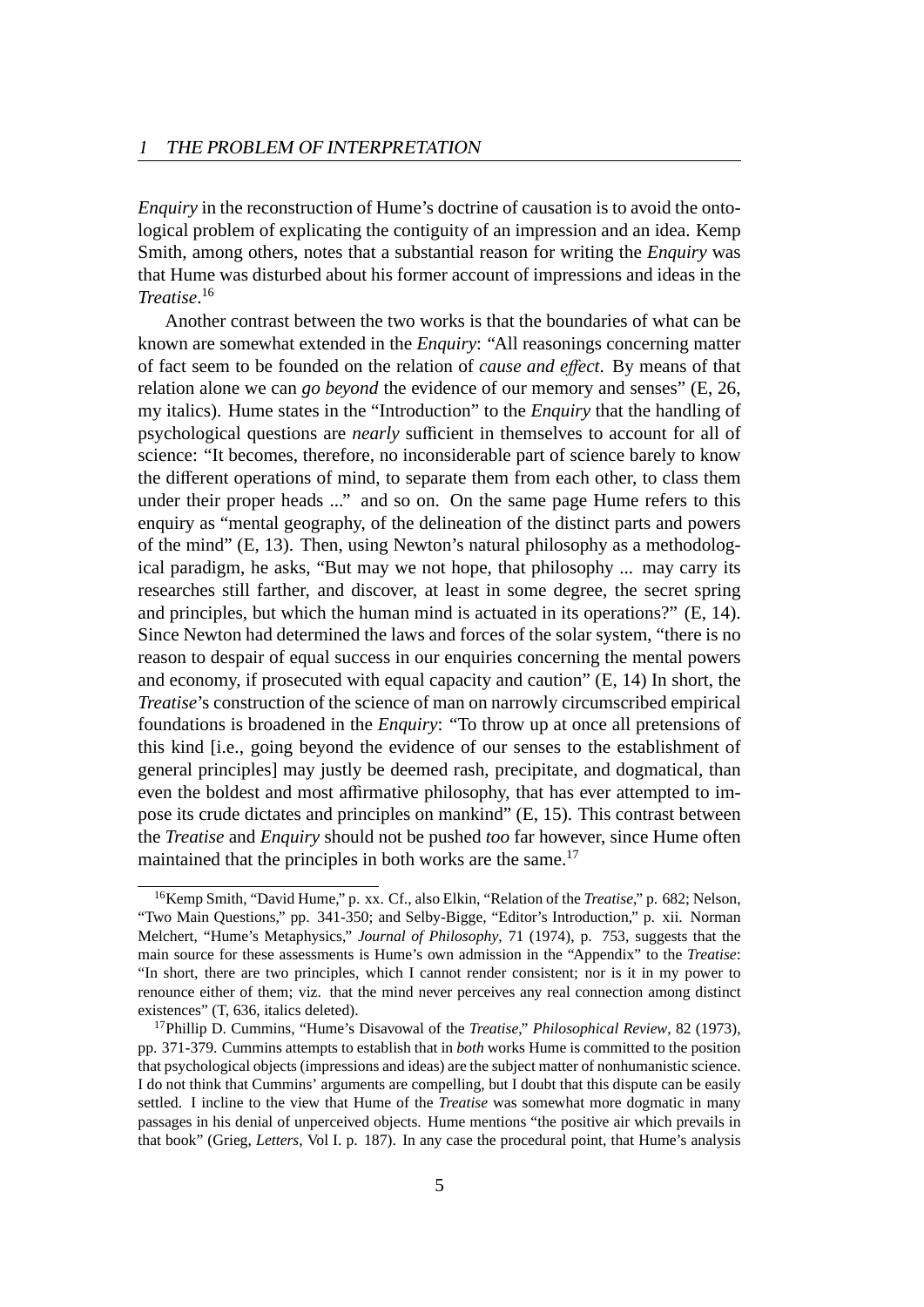*Enquiry* in the reconstruction of Hume's doctrine of causation is to avoid the ontological problem of explicating the contiguity of an impression and an idea. Kemp Smith, among others, notes that a substantial reason for writing the *Enquiry* was that Hume was disturbed about his former account of impressions and ideas in the *Treatise*.[16]

Another contrast between the two works is that the boundaries of what can be known are somewhat extended in the *Enquiry*: "All reasonings concerning matter of fact seem to be founded on the relation of *cause and effect*. By means of that relation alone we can *go beyond* the evidence of our memory and senses" (E, 26, my italics). Hume states in the "Introduction" to the *Enquiry* that the handling of psychological questions are *nearly* sufficient in themselves to account for all of science: "It becomes, therefore, no inconsiderable part of science barely to know the different operations of mind, to separate them from each other, to class them under their proper heads ..." and so on. On the same page Hume refers to this enquiry as "mental geography, of the delineation of the distinct parts and powers of the mind" (E, 13). Then, using Newton's natural philosophy as a methodological paradigm, he asks, "But may we not hope, that philosophy ... may carry its researches still farther, and discover, at least in some degree, the secret spring and principles, but which the human mind is actuated in its operations?" (E, 14). Since Newton had determined the laws and forces of the solar system, "there is no reason to despair of equal success in our enquiries concerning the mental powers and economy, if prosecuted with equal capacity and caution" (E, 14) In short, the *Treatise*'s construction of the science of man on narrowly circumscribed empirical foundations is broadened in the *Enquiry*: "To throw up at once all pretensions of this kind [i.e., going beyond the evidence of our senses to the establishment of general principles] may justly be deemed rash, precipitate, and dogmatical, than even the boldest and most affirmative philosophy, that has ever attempted to impose its crude dictates and principles on mankind" (E, 15). This contrast between the *Treatise* and *Enquiry* should not be pushed *too* far however, since Hume often maintained that the principles in both works are the same.[17]

---

[16] Kemp Smith, "David Hume," p. xx. Cf., also Elkin, "Relation of the *Treatise*," p. 682; Nelson, "Two Main Questions," pp. 341-350; and Selby-Bigge, "Editor's Introduction," p. xii. Norman Melchert, "Hume's Metaphysics," *Journal of Philosophy*, 71 (1974), p. 753, suggests that the main source for these assessments is Hume's own admission in the "Appendix" to the *Treatise*: "In short, there are two principles, which I cannot render consistent; nor is it in my power to renounce either of them; viz. that the mind never perceives any real connection among distinct existences" (T, 636, italics deleted).

[17] Phillip D. Cummins, "Hume's Disavowal of the *Treatise*," *Philosophical Review*, 82 (1973), pp. 371-379. Cummins attempts to establish that in *both* works Hume is committed to the position that psychological objects (impressions and ideas) are the subject matter of nonhumanistic science. I do not think that Cummins' arguments are compelling, but I doubt that this dispute can be easily settled. I incline to the view that Hume of the *Treatise* was somewhat more dogmatic in many passages in his denial of unperceived objects. Hume mentions "the positive air which prevails in that book" (Grieg, *Letters*, Vol I. p. 187). In any case the procedural point, that Hume's analysis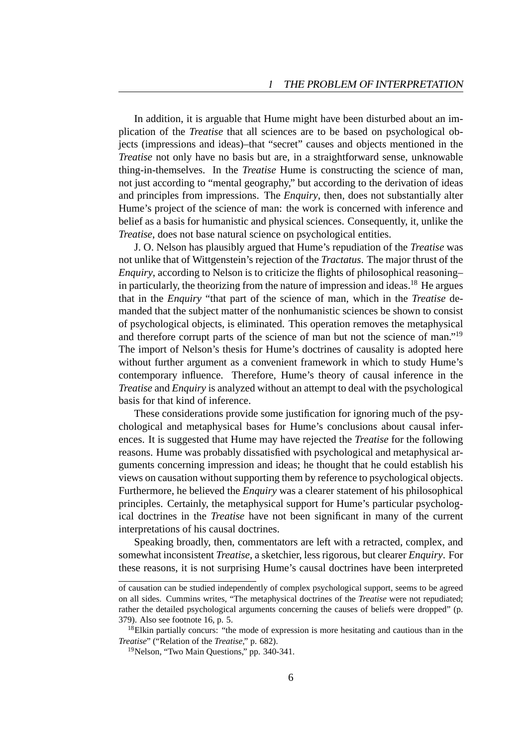In addition, it is arguable that Hume might have been disturbed about an implication of the *Treatise* that all sciences are to be based on psychological objects (impressions and ideas)–that "secret" causes and objects mentioned in the *Treatise* not only have no basis but are, in a straightforward sense, unknowable thing-in-themselves. In the *Treatise* Hume is constructing the science of man, not just according to "mental geography," but according to the derivation of ideas and principles from impressions. The *Enquiry*, then, does not substantially alter Hume's project of the science of man: the work is concerned with inference and belief as a basis for humanistic and physical sciences. Consequently, it, unlike the *Treatise*, does not base natural science on psychological entities.

J. O. Nelson has plausibly argued that Hume's repudiation of the *Treatise* was not unlike that of Wittgenstein's rejection of the *Tractatus*. The major thrust of the *Enquiry*, according to Nelson is to criticize the flights of philosophical reasoning–in particularly, the theorizing from the nature of impression and ideas.[18] He argues that in the *Enquiry* "that part of the science of man, which in the *Treatise* demanded that the subject matter of the nonhumanistic sciences be shown to consist of psychological objects, is eliminated. This operation removes the metaphysical and therefore corrupt parts of the science of man but not the science of man."[19] The import of Nelson's thesis for Hume's doctrines of causality is adopted here without further argument as a convenient framework in which to study Hume's contemporary influence. Therefore, Hume's theory of causal inference in the *Treatise* and *Enquiry* is analyzed without an attempt to deal with the psychological basis for that kind of inference.

These considerations provide some justification for ignoring much of the psychological and metaphysical bases for Hume's conclusions about causal inferences. It is suggested that Hume may have rejected the *Treatise* for the following reasons. Hume was probably dissatisfied with psychological and metaphysical arguments concerning impression and ideas; he thought that he could establish his views on causation without supporting them by reference to psychological objects. Furthermore, he believed the *Enquiry* was a clearer statement of his philosophical principles. Certainly, the metaphysical support for Hume's particular psychological doctrines in the *Treatise* have not been significant in many of the current interpretations of his causal doctrines.

Speaking broadly, then, commentators are left with a retracted, complex, and somewhat inconsistent *Treatise*, a sketchier, less rigorous, but clearer *Enquiry*. For these reasons, it is not surprising Hume's causal doctrines have been interpreted

---

of causation can be studied independently of complex psychological support, seems to be agreed on all sides. Cummins writes, "The metaphysical doctrines of the *Treatise* were not repudiated; rather the detailed psychological arguments concerning the causes of beliefs were dropped" (p. 379). Also see footnote 16, p. 5.

[18] Elkin partially concurs: "the mode of expression is more hesitating and cautious than in the *Treatise*" ("Relation of the *Treatise*," p. 682).

[19] Nelson, "Two Main Questions," pp. 340-341.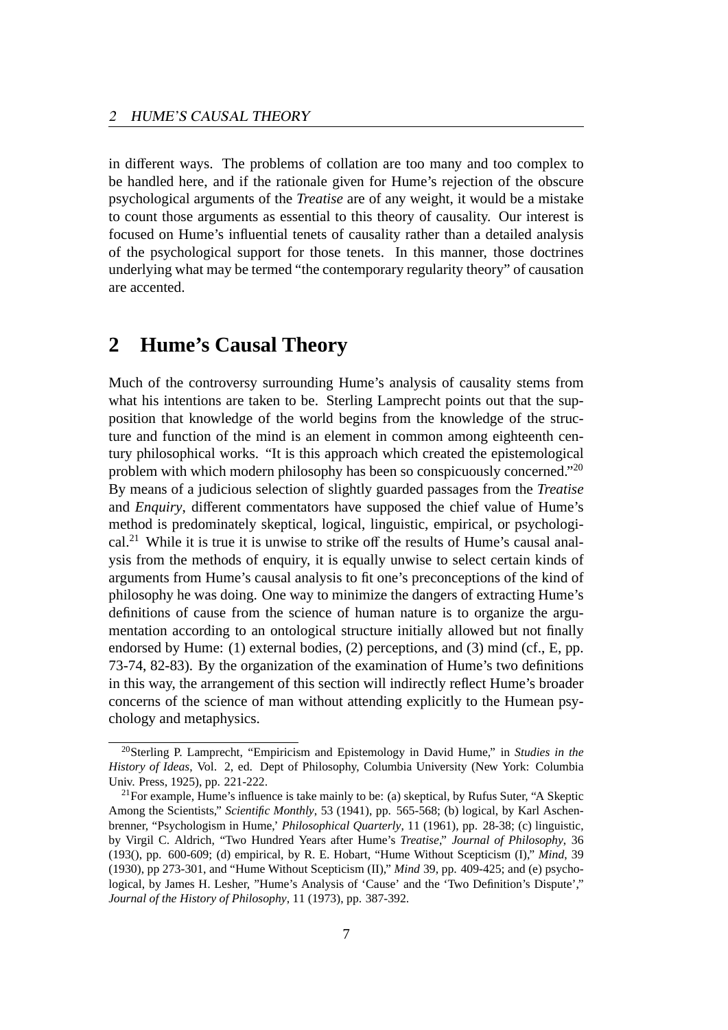in different ways. The problems of collation are too many and too complex to be handled here, and if the rationale given for Hume's rejection of the obscure psychological arguments of the *Treatise* are of any weight, it would be a mistake to count those arguments as essential to this theory of causality. Our interest is focused on Hume's influential tenets of causality rather than a detailed analysis of the psychological support for those tenets. In this manner, those doctrines underlying what may be termed "the contemporary regularity theory" of causation are accented.

## 2 Hume's Causal Theory

Much of the controversy surrounding Hume's analysis of causality stems from what his intentions are taken to be. Sterling Lamprecht points out that the supposition that knowledge of the world begins from the knowledge of the structure and function of the mind is an element in common among eighteenth century philosophical works. "It is this approach which created the epistemological problem with which modern philosophy has been so conspicuously concerned."[20] By means of a judicious selection of slightly guarded passages from the *Treatise* and *Enquiry*, different commentators have supposed the chief value of Hume's method is predominately skeptical, logical, linguistic, empirical, or psychological.[21] While it is true it is unwise to strike off the results of Hume's causal analysis from the methods of enquiry, it is equally unwise to select certain kinds of arguments from Hume's causal analysis to fit one's preconceptions of the kind of philosophy he was doing. One way to minimize the dangers of extracting Hume's definitions of cause from the science of human nature is to organize the argumentation according to an ontological structure initially allowed but not finally endorsed by Hume: (1) external bodies, (2) perceptions, and (3) mind (cf., E, pp. 73-74, 82-83). By the organization of the examination of Hume's two definitions in this way, the arrangement of this section will indirectly reflect Hume's broader concerns of the science of man without attending explicitly to the Humean psychology and metaphysics.

---

[20] Sterling P. Lamprecht, "Empiricism and Epistemology in David Hume," in *Studies in the History of Ideas*, Vol. 2, ed. Dept of Philosophy, Columbia University (New York: Columbia Univ. Press, 1925), pp. 221-222.

[21] For example, Hume's influence is take mainly to be: (a) skeptical, by Rufus Suter, "A Skeptic Among the Scientists," *Scientific Monthly*, 53 (1941), pp. 565-568; (b) logical, by Karl Aschenbrenner, "Psychologism in Hume,' *Philosophical Quarterly*, 11 (1961), pp. 28-38; (c) linguistic, by Virgil C. Aldrich, "Two Hundred Years after Hume's *Treatise*," *Journal of Philosophy*, 36 (193(), pp. 600-609; (d) empirical, by R. E. Hobart, "Hume Without Scepticism (I)," *Mind*, 39 (1930), pp 273-301, and "Hume Without Scepticism (II)," *Mind* 39, pp. 409-425; and (e) psychological, by James H. Lesher, "Hume's Analysis of 'Cause' and the 'Two Definition's Dispute'," *Journal of the History of Philosophy*, 11 (1973), pp. 387-392.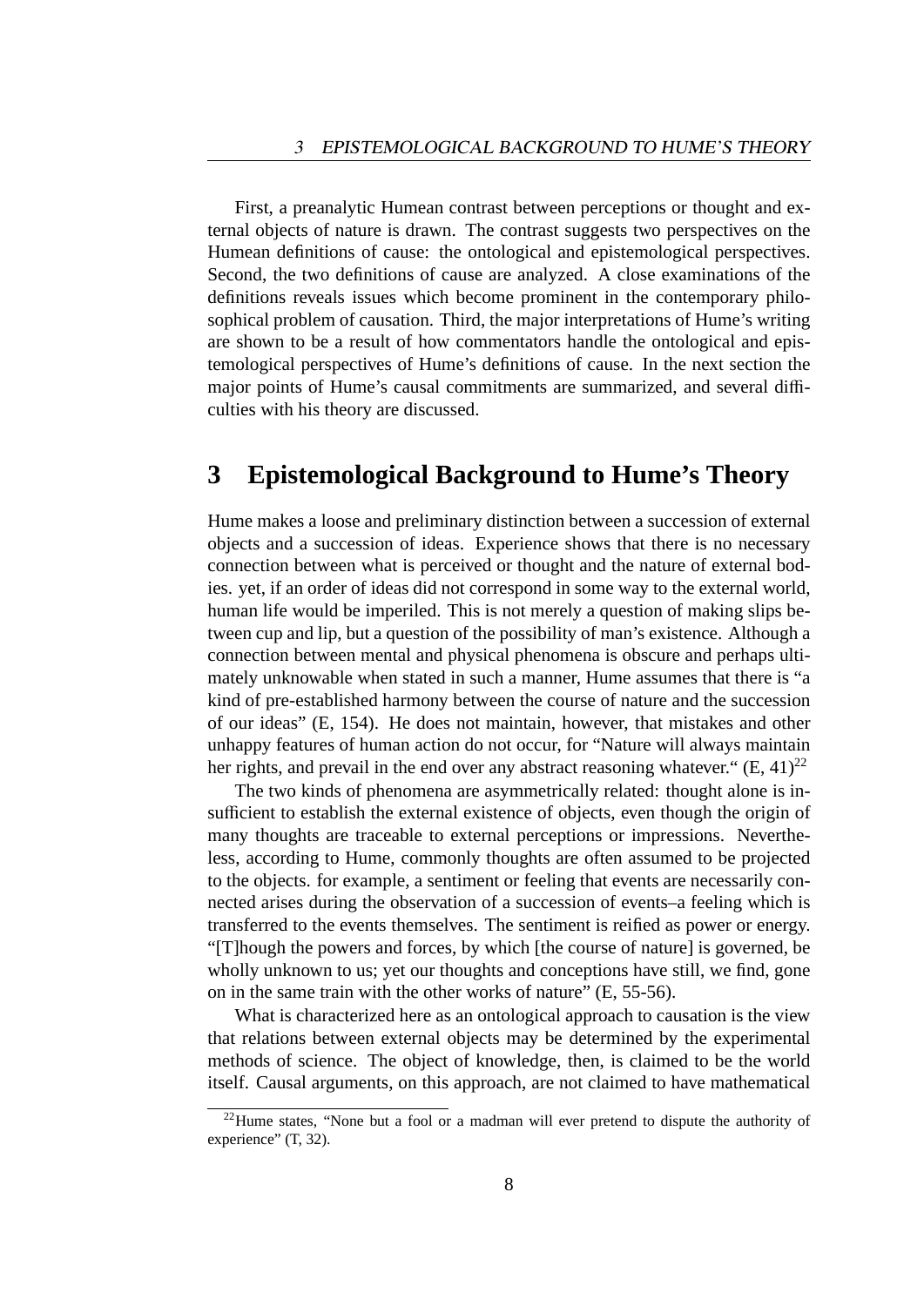First, a preanalytic Humean contrast between perceptions or thought and external objects of nature is drawn. The contrast suggests two perspectives on the Humean definitions of cause: the ontological and epistemological perspectives. Second, the two definitions of cause are analyzed. A close examinations of the definitions reveals issues which become prominent in the contemporary philosophical problem of causation. Third, the major interpretations of Hume's writing are shown to be a result of how commentators handle the ontological and epistemological perspectives of Hume's definitions of cause. In the next section the major points of Hume's causal commitments are summarized, and several difficulties with his theory are discussed.

# 3 Epistemological Background to Hume's Theory

Hume makes a loose and preliminary distinction between a succession of external objects and a succession of ideas. Experience shows that there is no necessary connection between what is perceived or thought and the nature of external bodies. yet, if an order of ideas did not correspond in some way to the external world, human life would be imperiled. This is not merely a question of making slips between cup and lip, but a question of the possibility of man's existence. Although a connection between mental and physical phenomena is obscure and perhaps ultimately unknowable when stated in such a manner, Hume assumes that there is "a kind of pre-established harmony between the course of nature and the succession of our ideas" (E, 154). He does not maintain, however, that mistakes and other unhappy features of human action do not occur, for "Nature will always maintain her rights, and prevail in the end over any abstract reasoning whatever." (E, 41)[22]

The two kinds of phenomena are asymmetrically related: thought alone is insufficient to establish the external existence of objects, even though the origin of many thoughts are traceable to external perceptions or impressions. Nevertheless, according to Hume, commonly thoughts are often assumed to be projected to the objects. for example, a sentiment or feeling that events are necessarily connected arises during the observation of a succession of events–a feeling which is transferred to the events themselves. The sentiment is reified as power or energy. "[T]hough the powers and forces, by which [the course of nature] is governed, be wholly unknown to us; yet our thoughts and conceptions have still, we find, gone on in the same train with the other works of nature" (E, 55-56).

What is characterized here as an ontological approach to causation is the view that relations between external objects may be determined by the experimental methods of science. The object of knowledge, then, is claimed to be the world itself. Causal arguments, on this approach, are not claimed to have mathematical

[22] Hume states, "None but a fool or a madman will ever pretend to dispute the authority of experience" (T, 32).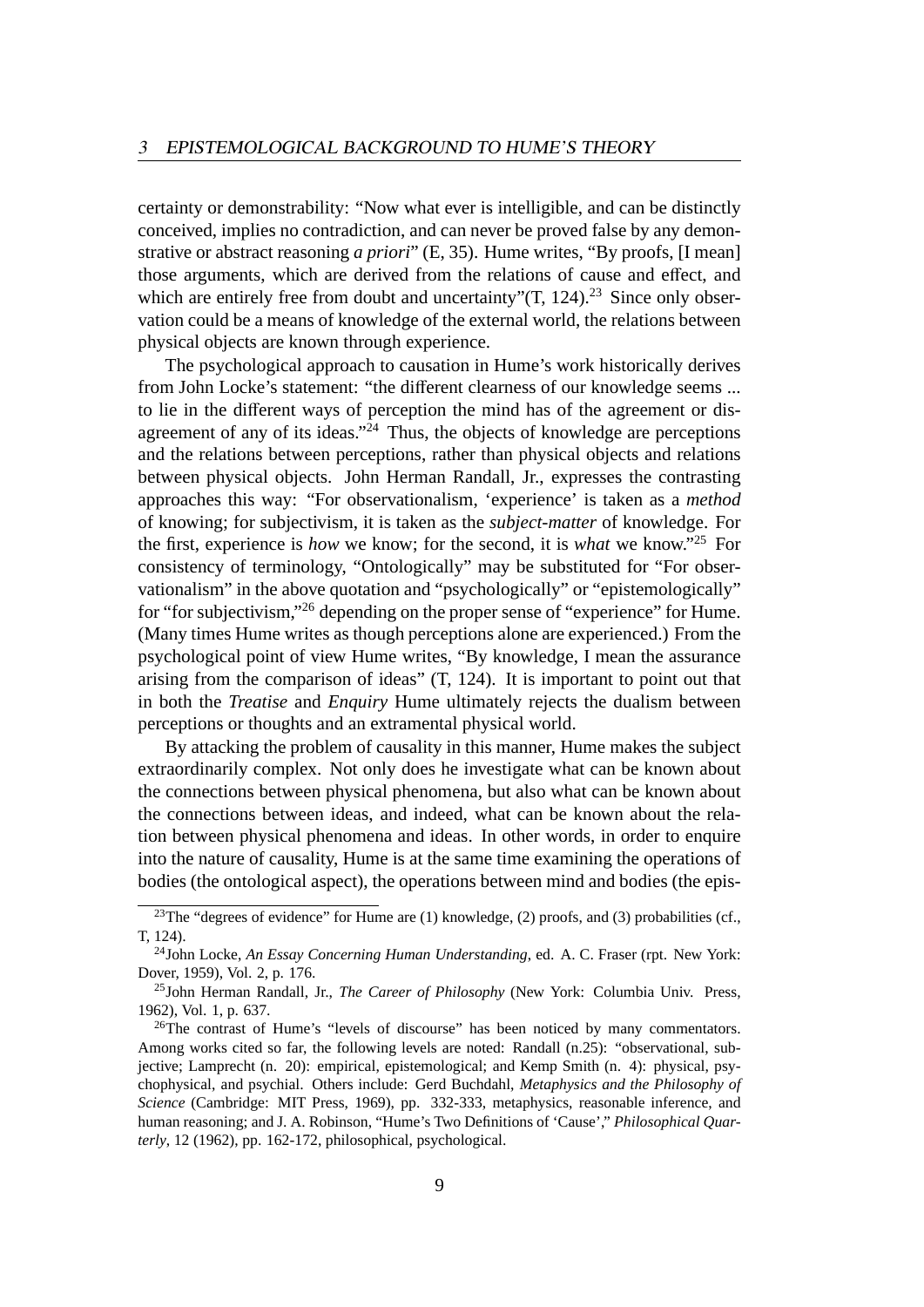certainty or demonstrability: "Now what ever is intelligible, and can be distinctly conceived, implies no contradiction, and can never be proved false by any demonstrative or abstract reasoning *a priori*" (E, 35). Hume writes, "By proofs, [I mean] those arguments, which are derived from the relations of cause and effect, and which are entirely free from doubt and uncertainty"(T, 124).[23] Since only observation could be a means of knowledge of the external world, the relations between physical objects are known through experience.

The psychological approach to causation in Hume's work historically derives from John Locke's statement: "the different clearness of our knowledge seems ... to lie in the different ways of perception the mind has of the agreement or disagreement of any of its ideas."[24] Thus, the objects of knowledge are perceptions and the relations between perceptions, rather than physical objects and relations between physical objects. John Herman Randall, Jr., expresses the contrasting approaches this way: "For observationalism, 'experience' is taken as a *method* of knowing; for subjectivism, it is taken as the *subject-matter* of knowledge. For the first, experience is *how* we know; for the second, it is *what* we know."[25] For consistency of terminology, "Ontologically" may be substituted for "For observationalism" in the above quotation and "psychologically" or "epistemologically" for "for subjectivism,"[26] depending on the proper sense of "experience" for Hume. (Many times Hume writes as though perceptions alone are experienced.) From the psychological point of view Hume writes, "By knowledge, I mean the assurance arising from the comparison of ideas" (T, 124). It is important to point out that in both the *Treatise* and *Enquiry* Hume ultimately rejects the dualism between perceptions or thoughts and an extramental physical world.

By attacking the problem of causality in this manner, Hume makes the subject extraordinarily complex. Not only does he investigate what can be known about the connections between physical phenomena, but also what can be known about the connections between ideas, and indeed, what can be known about the relation between physical phenomena and ideas. In other words, in order to enquire into the nature of causality, Hume is at the same time examining the operations of bodies (the ontological aspect), the operations between mind and bodies (the epis-

[23] The "degrees of evidence" for Hume are (1) knowledge, (2) proofs, and (3) probabilities (cf., T, 124).

[24] John Locke, *An Essay Concerning Human Understanding*, ed. A. C. Fraser (rpt. New York: Dover, 1959), Vol. 2, p. 176.

[25] John Herman Randall, Jr., *The Career of Philosophy* (New York: Columbia Univ. Press, 1962), Vol. 1, p. 637.

[26] The contrast of Hume's "levels of discourse" has been noticed by many commentators. Among works cited so far, the following levels are noted: Randall (n.25): "observational, subjective; Lamprecht (n. 20): empirical, epistemological; and Kemp Smith (n. 4): physical, psychophysical, and psychial. Others include: Gerd Buchdahl, *Metaphysics and the Philosophy of Science* (Cambridge: MIT Press, 1969), pp. 332-333, metaphysics, reasonable inference, and human reasoning; and J. A. Robinson, "Hume's Two Definitions of 'Cause'," *Philosophical Quarterly*, 12 (1962), pp. 162-172, philosophical, psychological.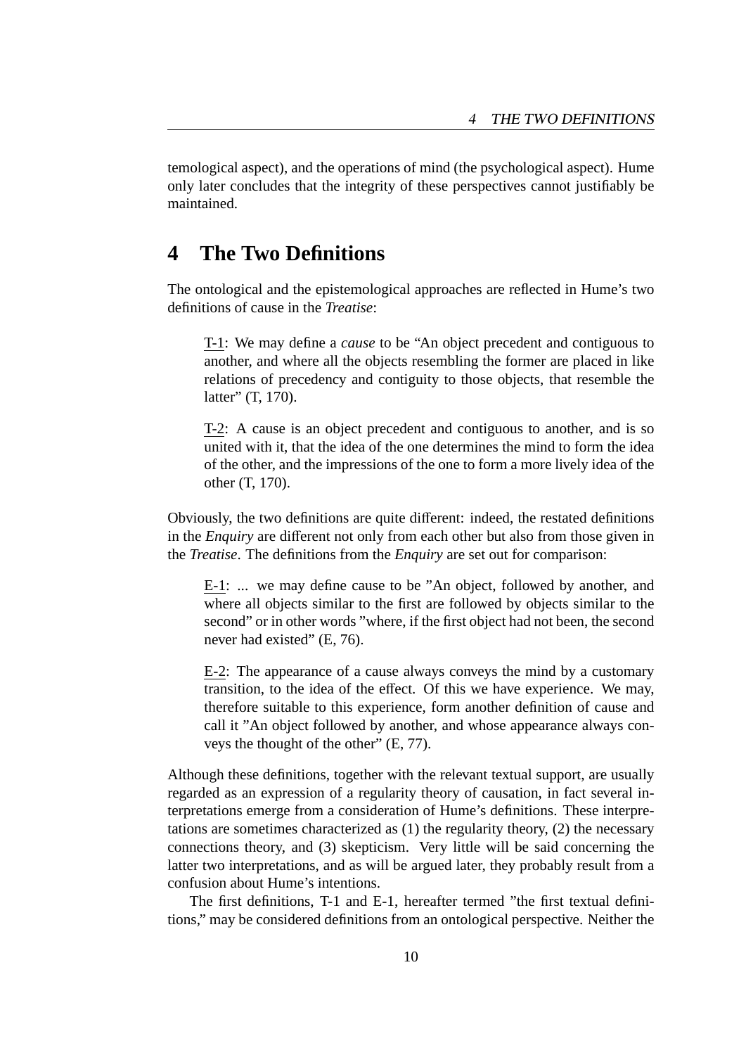temological aspect), and the operations of mind (the psychological aspect). Hume only later concludes that the integrity of these perspectives cannot justifiably be maintained.

## 4 The Two Definitions

The ontological and the epistemological approaches are reflected in Hume's two definitions of cause in the *Treatise*:

> T-1: We may define a *cause* to be "An object precedent and contiguous to another, and where all the objects resembling the former are placed in like relations of precedency and contiguity to those objects, that resemble the latter" (T, 170).

> T-2: A cause is an object precedent and contiguous to another, and is so united with it, that the idea of the one determines the mind to form the idea of the other, and the impressions of the one to form a more lively idea of the other (T, 170).

Obviously, the two definitions are quite different: indeed, the restated definitions in the *Enquiry* are different not only from each other but also from those given in the *Treatise*. The definitions from the *Enquiry* are set out for comparison:

> E-1: ... we may define cause to be "An object, followed by another, and where all objects similar to the first are followed by objects similar to the second" or in other words "where, if the first object had not been, the second never had existed" (E, 76).

> E-2: The appearance of a cause always conveys the mind by a customary transition, to the idea of the effect. Of this we have experience. We may, therefore suitable to this experience, form another definition of cause and call it "An object followed by another, and whose appearance always conveys the thought of the other" (E, 77).

Although these definitions, together with the relevant textual support, are usually regarded as an expression of a regularity theory of causation, in fact several interpretations emerge from a consideration of Hume's definitions. These interpretations are sometimes characterized as (1) the regularity theory, (2) the necessary connections theory, and (3) skepticism. Very little will be said concerning the latter two interpretations, and as will be argued later, they probably result from a confusion about Hume's intentions.

The first definitions, T-1 and E-1, hereafter termed "the first textual definitions," may be considered definitions from an ontological perspective. Neither the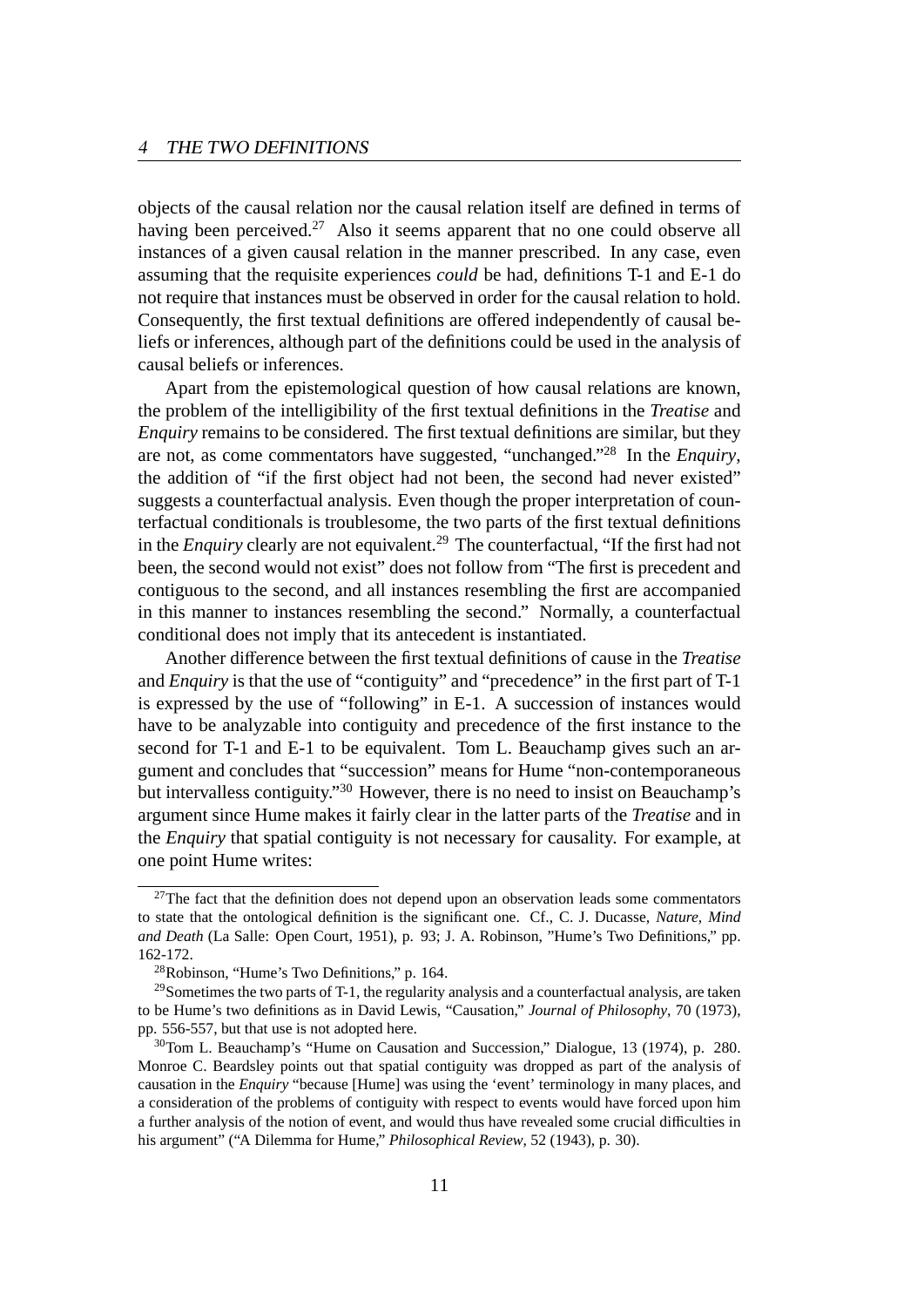objects of the causal relation nor the causal relation itself are defined in terms of having been perceived.[27] Also it seems apparent that no one could observe all instances of a given causal relation in the manner prescribed. In any case, even assuming that the requisite experiences *could* be had, definitions T-1 and E-1 do not require that instances must be observed in order for the causal relation to hold. Consequently, the first textual definitions are offered independently of causal beliefs or inferences, although part of the definitions could be used in the analysis of causal beliefs or inferences.

Apart from the epistemological question of how causal relations are known, the problem of the intelligibility of the first textual definitions in the *Treatise* and *Enquiry* remains to be considered. The first textual definitions are similar, but they are not, as come commentators have suggested, "unchanged."[28] In the *Enquiry*, the addition of "if the first object had not been, the second had never existed" suggests a counterfactual analysis. Even though the proper interpretation of counterfactual conditionals is troublesome, the two parts of the first textual definitions in the *Enquiry* clearly are not equivalent.[29] The counterfactual, "If the first had not been, the second would not exist" does not follow from "The first is precedent and contiguous to the second, and all instances resembling the first are accompanied in this manner to instances resembling the second." Normally, a counterfactual conditional does not imply that its antecedent is instantiated.

Another difference between the first textual definitions of cause in the *Treatise* and *Enquiry* is that the use of "contiguity" and "precedence" in the first part of T-1 is expressed by the use of "following" in E-1. A succession of instances would have to be analyzable into contiguity and precedence of the first instance to the second for T-1 and E-1 to be equivalent. Tom L. Beauchamp gives such an argument and concludes that "succession" means for Hume "non-contemporaneous but intervalless contiguity."[30] However, there is no need to insist on Beauchamp's argument since Hume makes it fairly clear in the latter parts of the *Treatise* and in the *Enquiry* that spatial contiguity is not necessary for causality. For example, at one point Hume writes:

[27] The fact that the definition does not depend upon an observation leads some commentators to state that the ontological definition is the significant one. Cf., C. J. Ducasse, *Nature, Mind and Death* (La Salle: Open Court, 1951), p. 93; J. A. Robinson, "Hume's Two Definitions," pp. 162-172.

[28] Robinson, "Hume's Two Definitions," p. 164.

[29] Sometimes the two parts of T-1, the regularity analysis and a counterfactual analysis, are taken to be Hume's two definitions as in David Lewis, "Causation," *Journal of Philosophy*, 70 (1973), pp. 556-557, but that use is not adopted here.

[30] Tom L. Beauchamp's "Hume on Causation and Succession," Dialogue, 13 (1974), p. 280. Monroe C. Beardsley points out that spatial contiguity was dropped as part of the analysis of causation in the *Enquiry* "because [Hume] was using the 'event' terminology in many places, and a consideration of the problems of contiguity with respect to events would have forced upon him a further analysis of the notion of event, and would thus have revealed some crucial difficulties in his argument" ("A Dilemma for Hume," *Philosophical Review*, 52 (1943), p. 30).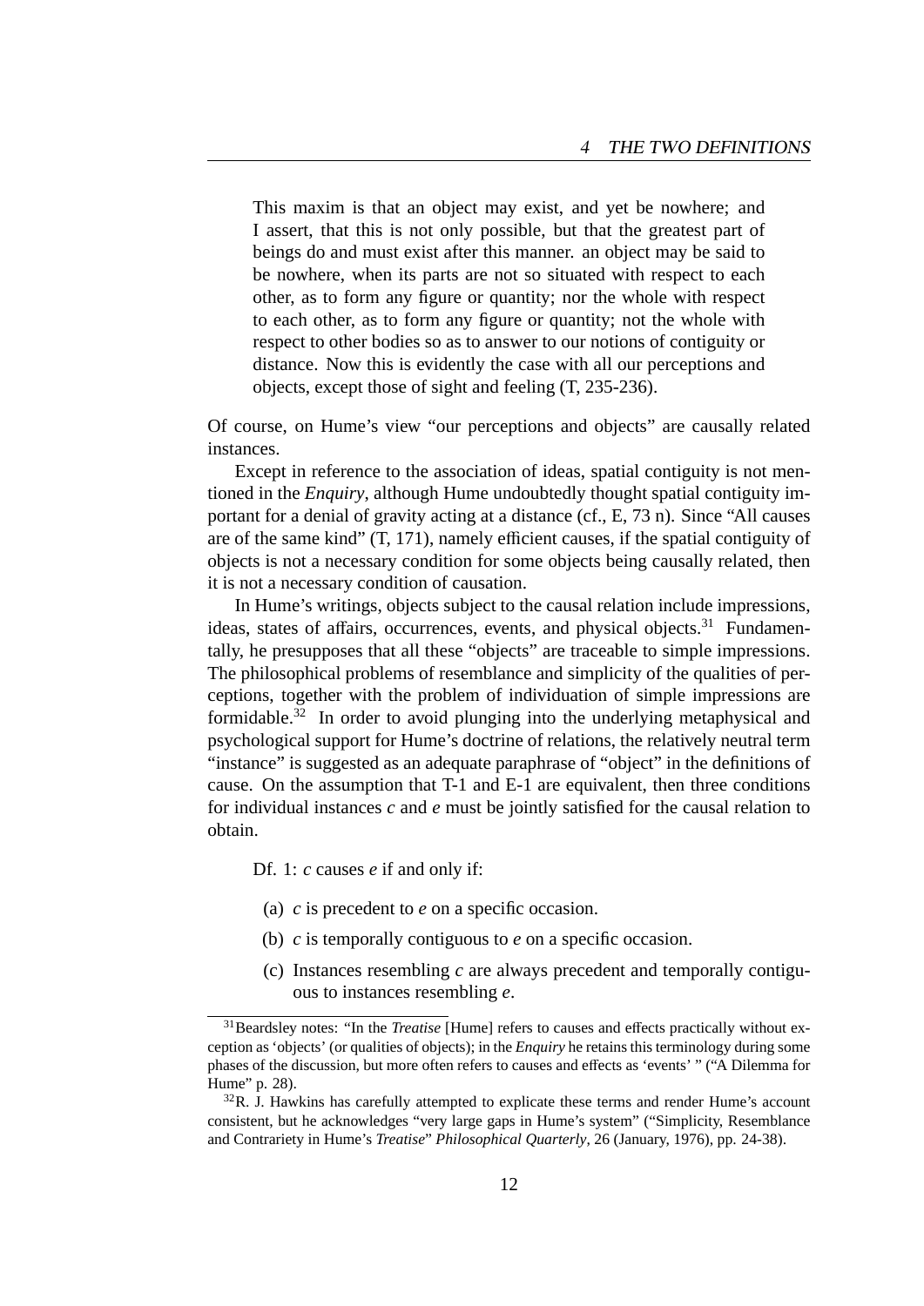> This maxim is that an object may exist, and yet be nowhere; and I assert, that this is not only possible, but that the greatest part of beings do and must exist after this manner. an object may be said to be nowhere, when its parts are not so situated with respect to each other, as to form any figure or quantity; nor the whole with respect to each other, as to form any figure or quantity; not the whole with respect to other bodies so as to answer to our notions of contiguity or distance. Now this is evidently the case with all our perceptions and objects, except those of sight and feeling (T, 235-236).

Of course, on Hume's view "our perceptions and objects" are causally related instances.

Except in reference to the association of ideas, spatial contiguity is not mentioned in the *Enquiry*, although Hume undoubtedly thought spatial contiguity important for a denial of gravity acting at a distance (cf., E, 73 n). Since "All causes are of the same kind" (T, 171), namely efficient causes, if the spatial contiguity of objects is not a necessary condition for some objects being causally related, then it is not a necessary condition of causation.

In Hume's writings, objects subject to the causal relation include impressions, ideas, states of affairs, occurrences, events, and physical objects.[31] Fundamentally, he presupposes that all these "objects" are traceable to simple impressions. The philosophical problems of resemblance and simplicity of the qualities of perceptions, together with the problem of individuation of simple impressions are formidable.[32] In order to avoid plunging into the underlying metaphysical and psychological support for Hume's doctrine of relations, the relatively neutral term "instance" is suggested as an adequate paraphrase of "object" in the definitions of cause. On the assumption that T-1 and E-1 are equivalent, then three conditions for individual instances $c$ and $e$ must be jointly satisfied for the causal relation to obtain.

Df. 1: $c$ causes $e$ if and only if:

(a) $c$ is precedent to $e$ on a specific occasion.

(b) $c$ is temporally contiguous to $e$ on a specific occasion.

(c) Instances resembling $c$ are always precedent and temporally contiguous to instances resembling $e$.

---

[31] Beardsley notes: "In the *Treatise* [Hume] refers to causes and effects practically without exception as 'objects' (or qualities of objects); in the *Enquiry* he retains this terminology during some phases of the discussion, but more often refers to causes and effects as 'events' " ("A Dilemma for Hume" p. 28).

[32] R. J. Hawkins has carefully attempted to explicate these terms and render Hume's account consistent, but he acknowledges "very large gaps in Hume's system" ("Simplicity, Resemblance and Contrariety in Hume's *Treatise*" *Philosophical Quarterly*, 26 (January, 1976), pp. 24-38).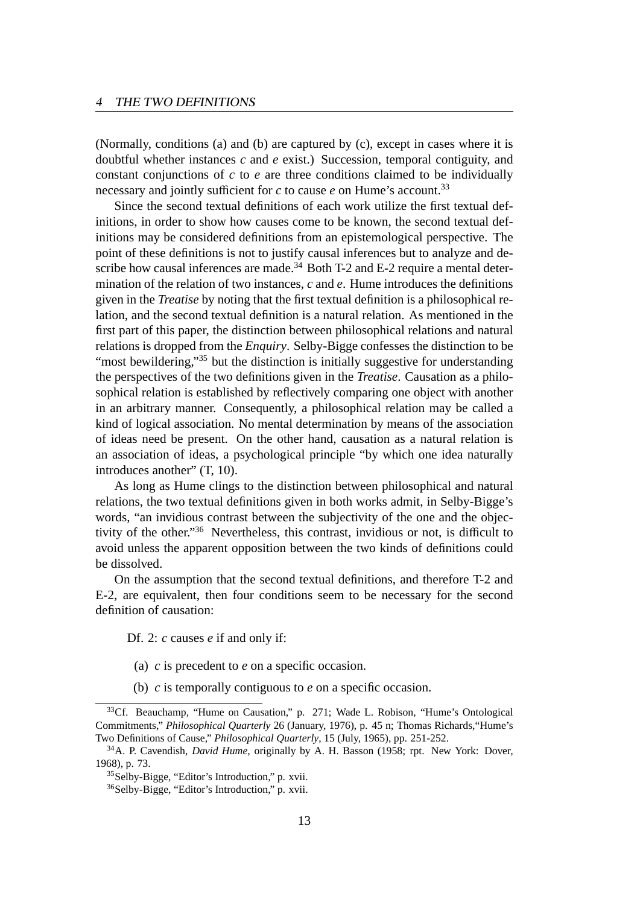(Normally, conditions (a) and (b) are captured by (c), except in cases where it is doubtful whether instances *c* and *e* exist.) Succession, temporal contiguity, and constant conjunctions of *c* to *e* are three conditions claimed to be individually necessary and jointly sufficient for *c* to cause *e* on Hume's account.[33]

Since the second textual definitions of each work utilize the first textual definitions, in order to show how causes come to be known, the second textual definitions may be considered definitions from an epistemological perspective. The point of these definitions is not to justify causal inferences but to analyze and describe how causal inferences are made.[34] Both T-2 and E-2 require a mental determination of the relation of two instances, *c* and *e*. Hume introduces the definitions given in the *Treatise* by noting that the first textual definition is a philosophical relation, and the second textual definition is a natural relation. As mentioned in the first part of this paper, the distinction between philosophical relations and natural relations is dropped from the *Enquiry*. Selby-Bigge confesses the distinction to be "most bewildering,"[35] but the distinction is initially suggestive for understanding the perspectives of the two definitions given in the *Treatise*. Causation as a philosophical relation is established by reflectively comparing one object with another in an arbitrary manner. Consequently, a philosophical relation may be called a kind of logical association. No mental determination by means of the association of ideas need be present. On the other hand, causation as a natural relation is an association of ideas, a psychological principle "by which one idea naturally introduces another" (T, 10).

As long as Hume clings to the distinction between philosophical and natural relations, the two textual definitions given in both works admit, in Selby-Bigge's words, "an invidious contrast between the subjectivity of the one and the objectivity of the other."[36] Nevertheless, this contrast, invidious or not, is difficult to avoid unless the apparent opposition between the two kinds of definitions could be dissolved.

On the assumption that the second textual definitions, and therefore T-2 and E-2, are equivalent, then four conditions seem to be necessary for the second definition of causation:

Df. 2: *c* causes *e* if and only if:

(a) *c* is precedent to *e* on a specific occasion.

(b) *c* is temporally contiguous to *e* on a specific occasion.

---

[33] Cf. Beauchamp, "Hume on Causation," p. 271; Wade L. Robison, "Hume's Ontological Commitments," *Philosophical Quarterly* 26 (January, 1976), p. 45 n; Thomas Richards,"Hume's Two Definitions of Cause," *Philosophical Quarterly*, 15 (July, 1965), pp. 251-252.

[34] A. P. Cavendish, *David Hume*, originally by A. H. Basson (1958; rpt. New York: Dover, 1968), p. 73.

[35] Selby-Bigge, "Editor's Introduction," p. xvii.

[36] Selby-Bigge, "Editor's Introduction," p. xvii.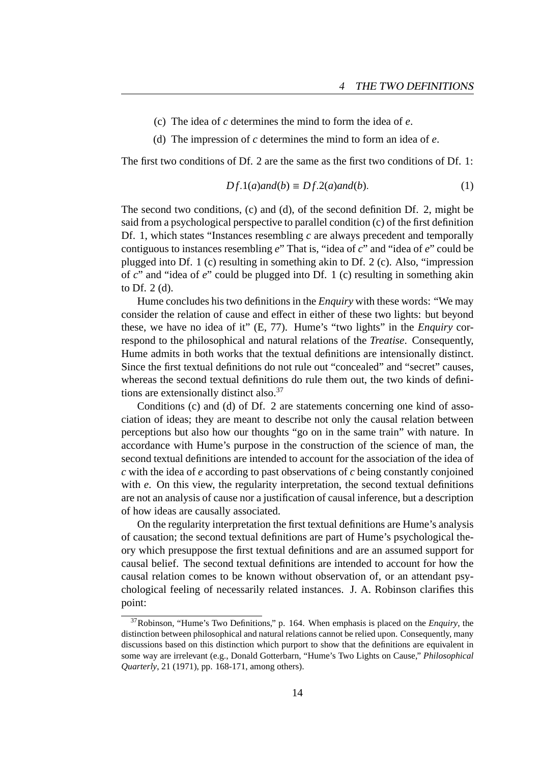(c) The idea of $c$ determines the mind to form the idea of $e$.

(d) The impression of $c$ determines the mind to form an idea of $e$.

The first two conditions of Df. 2 are the same as the first two conditions of Df. 1:

$$Df.1(a) and (b) \equiv Df.2(a) and (b). \tag{1}$$

The second two conditions, (c) and (d), of the second definition Df. 2, might be said from a psychological perspective to parallel condition (c) of the first definition Df. 1, which states "Instances resembling $c$ are always precedent and temporally contiguous to instances resembling $e$" That is, "idea of $c$" and "idea of $e$" could be plugged into Df. 1 (c) resulting in something akin to Df. 2 (c). Also, "impression of $c$" and "idea of $e$" could be plugged into Df. 1 (c) resulting in something akin to Df. 2 (d).

Hume concludes his two definitions in the *Enquiry* with these words: "We may consider the relation of cause and effect in either of these two lights: but beyond these, we have no idea of it" (E, 77). Hume's "two lights" in the *Enquiry* correspond to the philosophical and natural relations of the *Treatise*. Consequently, Hume admits in both works that the textual definitions are intensionally distinct. Since the first textual definitions do not rule out "concealed" and "secret" causes, whereas the second textual definitions do rule them out, the two kinds of definitions are extensionally distinct also.[37]

Conditions (c) and (d) of Df. 2 are statements concerning one kind of association of ideas; they are meant to describe not only the causal relation between perceptions but also how our thoughts "go on in the same train" with nature. In accordance with Hume's purpose in the construction of the science of man, the second textual definitions are intended to account for the association of the idea of $c$ with the idea of $e$ according to past observations of $c$ being constantly conjoined with $e$. On this view, the regularity interpretation, the second textual definitions are not an analysis of cause nor a justification of causal inference, but a description of how ideas are causally associated.

On the regularity interpretation the first textual definitions are Hume's analysis of causation; the second textual definitions are part of Hume's psychological theory which presuppose the first textual definitions and are an assumed support for causal belief. The second textual definitions are intended to account for how the causal relation comes to be known without observation of, or an attendant psychological feeling of necessarily related instances. J. A. Robinson clarifies this point:

---

[37] Robinson, "Hume's Two Definitions," p. 164. When emphasis is placed on the *Enquiry*, the distinction between philosophical and natural relations cannot be relied upon. Consequently, many discussions based on this distinction which purport to show that the definitions are equivalent in some way are irrelevant (e.g., Donald Gotterbarn, "Hume's Two Lights on Cause," *Philosophical Quarterly*, 21 (1971), pp. 168-171, among others).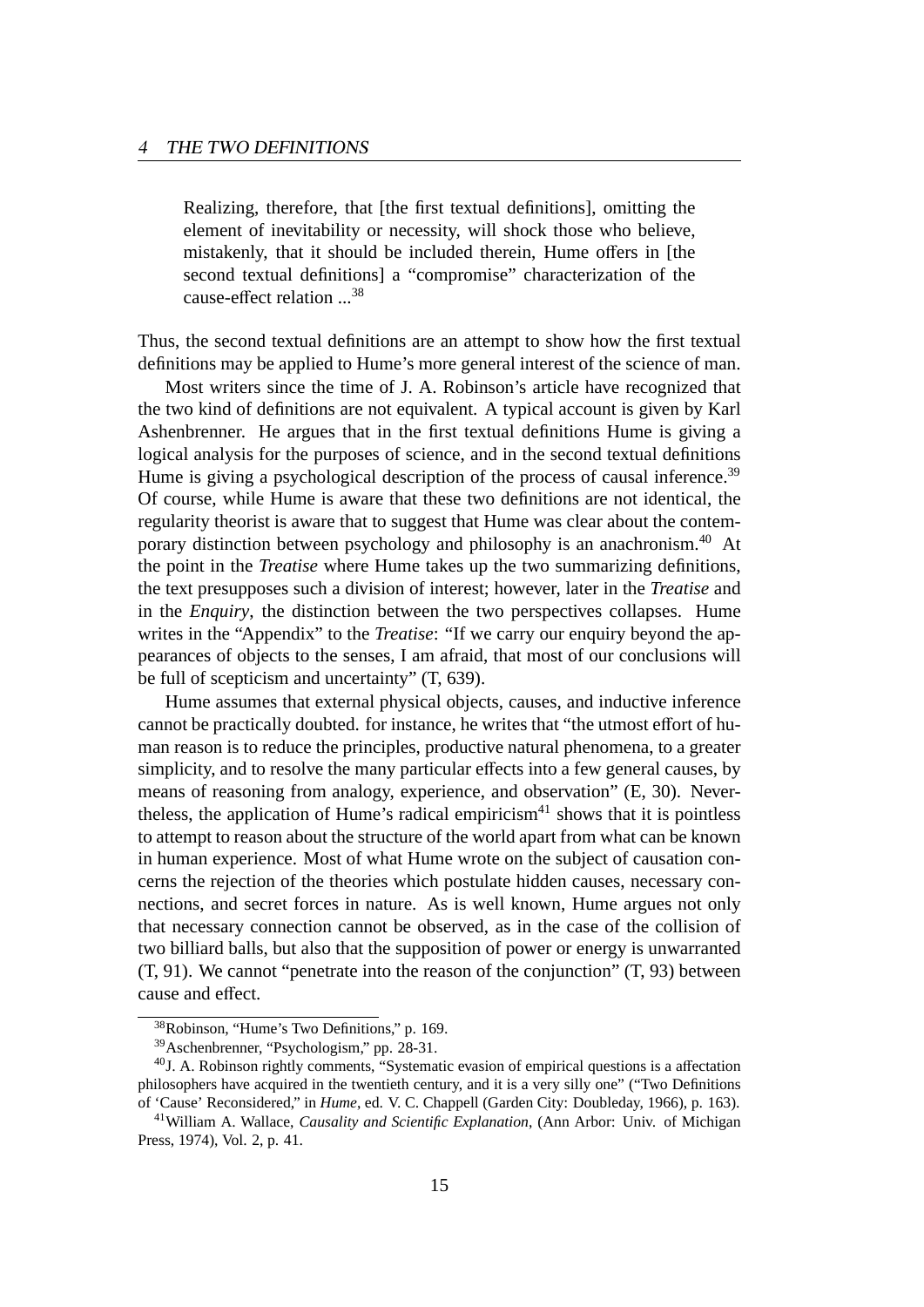> Realizing, therefore, that [the first textual definitions], omitting the element of inevitability or necessity, will shock those who believe, mistakenly, that it should be included therein, Hume offers in [the second textual definitions] a "compromise" characterization of the cause-effect relation ...[38]

Thus, the second textual definitions are an attempt to show how the first textual definitions may be applied to Hume's more general interest of the science of man.

Most writers since the time of J. A. Robinson's article have recognized that the two kind of definitions are not equivalent. A typical account is given by Karl Ashenbrenner. He argues that in the first textual definitions Hume is giving a logical analysis for the purposes of science, and in the second textual definitions Hume is giving a psychological description of the process of causal inference.[39] Of course, while Hume is aware that these two definitions are not identical, the regularity theorist is aware that to suggest that Hume was clear about the contemporary distinction between psychology and philosophy is an anachronism.[40] At the point in the *Treatise* where Hume takes up the two summarizing definitions, the text presupposes such a division of interest; however, later in the *Treatise* and in the *Enquiry*, the distinction between the two perspectives collapses. Hume writes in the "Appendix" to the *Treatise*: "If we carry our enquiry beyond the appearances of objects to the senses, I am afraid, that most of our conclusions will be full of scepticism and uncertainty" (T, 639).

Hume assumes that external physical objects, causes, and inductive inference cannot be practically doubted. for instance, he writes that "the utmost effort of human reason is to reduce the principles, productive natural phenomena, to a greater simplicity, and to resolve the many particular effects into a few general causes, by means of reasoning from analogy, experience, and observation" (E, 30). Nevertheless, the application of Hume's radical empiricism[41] shows that it is pointless to attempt to reason about the structure of the world apart from what can be known in human experience. Most of what Hume wrote on the subject of causation concerns the rejection of the theories which postulate hidden causes, necessary connections, and secret forces in nature. As is well known, Hume argues not only that necessary connection cannot be observed, as in the case of the collision of two billiard balls, but also that the supposition of power or energy is unwarranted (T, 91). We cannot "penetrate into the reason of the conjunction" (T, 93) between cause and effect.

---

[38] Robinson, "Hume's Two Definitions," p. 169.

[39] Aschenbrenner, "Psychologism," pp. 28-31.

[40] J. A. Robinson rightly comments, "Systematic evasion of empirical questions is a affectation philosophers have acquired in the twentieth century, and it is a very silly one" ("Two Definitions of 'Cause' Reconsidered," in *Hume*, ed. V. C. Chappell (Garden City: Doubleday, 1966), p. 163).

[41] William A. Wallace, *Causality and Scientific Explanation*, (Ann Arbor: Univ. of Michigan Press, 1974), Vol. 2, p. 41.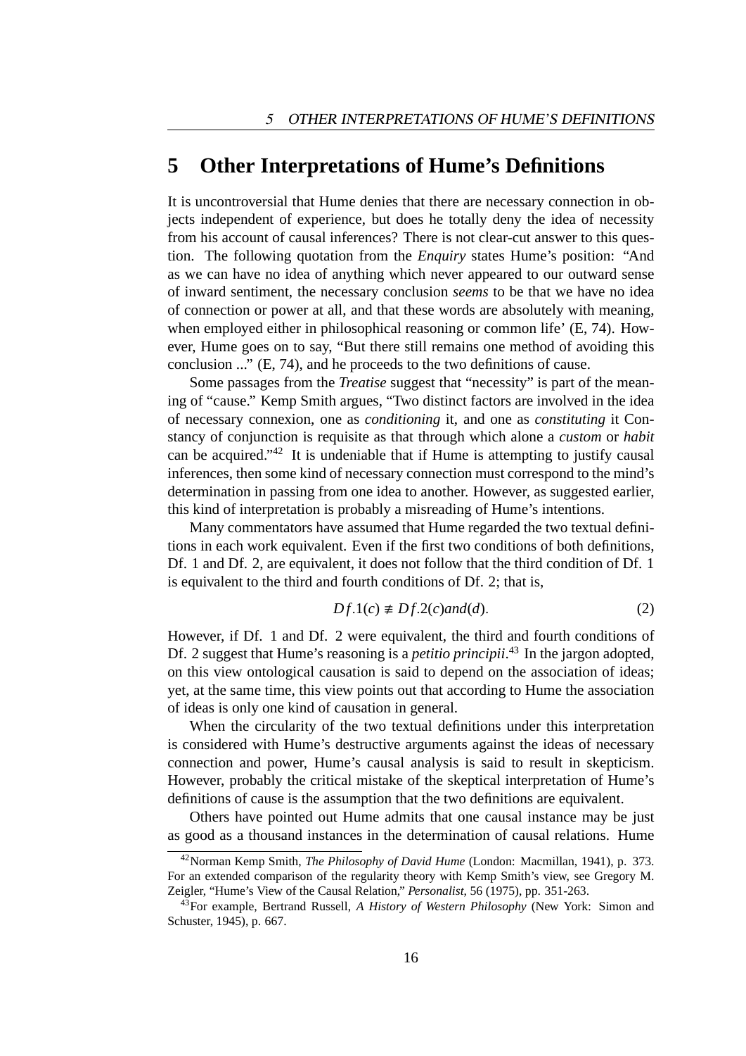# 5 Other Interpretations of Hume's Definitions

It is uncontroversial that Hume denies that there are necessary connection in objects independent of experience, but does he totally deny the idea of necessity from his account of causal inferences? There is not clear-cut answer to this question. The following quotation from the *Enquiry* states Hume's position: "And as we can have no idea of anything which never appeared to our outward sense of inward sentiment, the necessary conclusion *seems* to be that we have no idea of connection or power at all, and that these words are absolutely with meaning, when employed either in philosophical reasoning or common life' (E, 74). However, Hume goes on to say, "But there still remains one method of avoiding this conclusion ..." (E, 74), and he proceeds to the two definitions of cause.

Some passages from the *Treatise* suggest that "necessity" is part of the meaning of "cause." Kemp Smith argues, "Two distinct factors are involved in the idea of necessary connexion, one as *conditioning* it, and one as *constituting* it Constancy of conjunction is requisite as that through which alone a *custom* or *habit* can be acquired."[42] It is undeniable that if Hume is attempting to justify causal inferences, then some kind of necessary connection must correspond to the mind's determination in passing from one idea to another. However, as suggested earlier, this kind of interpretation is probably a misreading of Hume's intentions.

Many commentators have assumed that Hume regarded the two textual definitions in each work equivalent. Even if the first two conditions of both definitions, Df. 1 and Df. 2, are equivalent, it does not follow that the third condition of Df. 1 is equivalent to the third and fourth conditions of Df. 2; that is,

$$Df.1(c) \not\equiv Df.2(c) and (d). \quad (2)$$

However, if Df. 1 and Df. 2 were equivalent, the third and fourth conditions of Df. 2 suggest that Hume's reasoning is a *petitio principii*.[43] In the jargon adopted, on this view ontological causation is said to depend on the association of ideas; yet, at the same time, this view points out that according to Hume the association of ideas is only one kind of causation in general.

When the circularity of the two textual definitions under this interpretation is considered with Hume's destructive arguments against the ideas of necessary connection and power, Hume's causal analysis is said to result in skepticism. However, probably the critical mistake of the skeptical interpretation of Hume's definitions of cause is the assumption that the two definitions are equivalent.

Others have pointed out Hume admits that one causal instance may be just as good as a thousand instances in the determination of causal relations. Hume

[42] Norman Kemp Smith, *The Philosophy of David Hume* (London: Macmillan, 1941), p. 373. For an extended comparison of the regularity theory with Kemp Smith's view, see Gregory M. Zeigler, "Hume's View of the Causal Relation," *Personalist*, 56 (1975), pp. 351-263.

[43] For example, Bertrand Russell, *A History of Western Philosophy* (New York: Simon and Schuster, 1945), p. 667.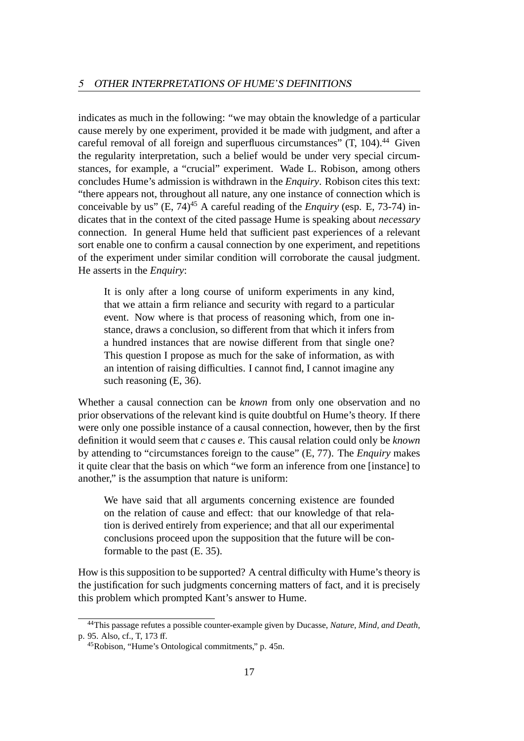indicates as much in the following: "we may obtain the knowledge of a particular cause merely by one experiment, provided it be made with judgment, and after a careful removal of all foreign and superfluous circumstances" (T, 104).[44] Given the regularity interpretation, such a belief would be under very special circumstances, for example, a "crucial" experiment. Wade L. Robison, among others concludes Hume's admission is withdrawn in the *Enquiry*. Robison cites this text: "there appears not, throughout all nature, any one instance of connection which is conceivable by us" (E, 74)[45] A careful reading of the *Enquiry* (esp. E, 73-74) indicates that in the context of the cited passage Hume is speaking about *necessary* connection. In general Hume held that sufficient past experiences of a relevant sort enable one to confirm a causal connection by one experiment, and repetitions of the experiment under similar condition will corroborate the causal judgment. He asserts in the *Enquiry*:

> It is only after a long course of uniform experiments in any kind, that we attain a firm reliance and security with regard to a particular event. Now where is that process of reasoning which, from one instance, draws a conclusion, so different from that which it infers from a hundred instances that are nowise different from that single one? This question I propose as much for the sake of information, as with an intention of raising difficulties. I cannot find, I cannot imagine any such reasoning (E, 36).

Whether a causal connection can be *known* from only one observation and no prior observations of the relevant kind is quite doubtful on Hume's theory. If there were only one possible instance of a causal connection, however, then by the first definition it would seem that *c* causes *e*. This causal relation could only be *known* by attending to "circumstances foreign to the cause" (E, 77). The *Enquiry* makes it quite clear that the basis on which "we form an inference from one [instance] to another," is the assumption that nature is uniform:

> We have said that all arguments concerning existence are founded on the relation of cause and effect: that our knowledge of that relation is derived entirely from experience; and that all our experimental conclusions proceed upon the supposition that the future will be conformable to the past (E. 35).

How is this supposition to be supported? A central difficulty with Hume's theory is the justification for such judgments concerning matters of fact, and it is precisely this problem which prompted Kant's answer to Hume.

---

[44] This passage refutes a possible counter-example given by Ducasse, *Nature, Mind, and Death*, p. 95. Also, cf., T, 173 ff.

[45] Robison, "Hume's Ontological commitments," p. 45n.